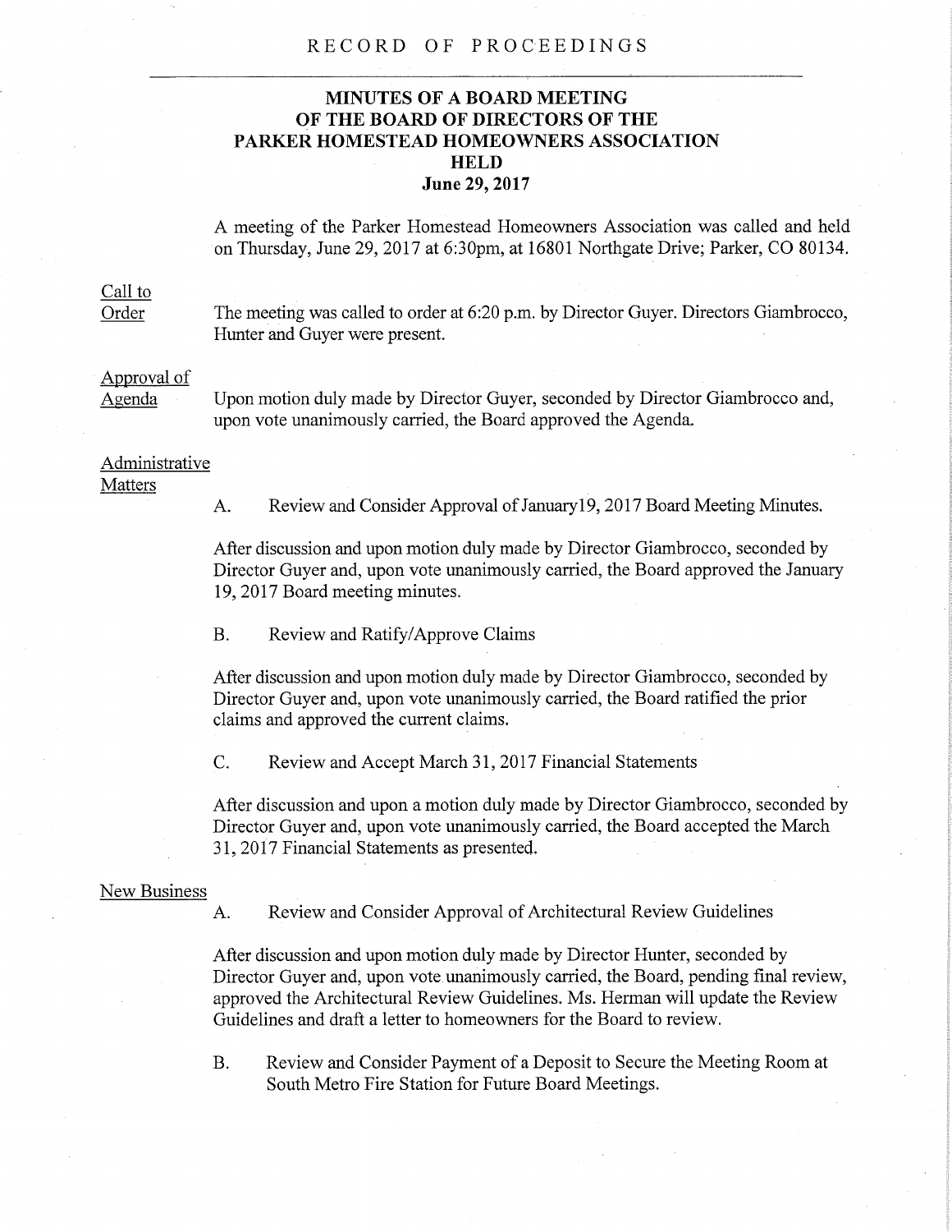# RECORD OF PROCEEDINGS

## MINUTES OF A BOARD MEETING OF THE BOARD OF DIRECTORS OF THE PARKER HOMESTEAD HOMEOWNERS ASSOCIATION HELD June 29, 2017

A meeting of the Parker Homestead Homeowners Association was called and held on Thursday, June 29, 2017 at 6:30pm, at 16801 Northgate Drive; Parker, CO 80134.

**Call to Order**

The meeting was called to order at 6:20 p.m. by Director Guyer. Directors Giambrocco, Hunter and Guyer were present.

**Approval of Agenda**

Upon motion duly made by Director Guyer, seconded by Director Giambrocco and, upon vote unanimously carried, the Board approved the Agenda.

**Administrative Matters**

A. Review and Consider Approval of January19, 2017 Board Meeting Minutes.

After discussion and upon motion duly made by Director Giambrocco, seconded by Director Guyer and, upon vote unanimously carried, the Board approved the January 19, 2017 Board meeting minutes.

B. Review and Ratify/Approve Claims

After discussion and upon motion duly made by Director Giambrocco, seconded by Director Guyer and, upon vote unanimously carried, the Board ratified the prior claims and approved the current claims.

C. Review and Accept March 31, 2017 Financial Statements

After discussion and upon a motion duly made by Director Giambrocco, seconded by Director Guyer and, upon vote unanimously carried, the Board accepted the March 31, 2017 Financial Statements as presented.

**New Business**

A. Review and Consider Approval of Architectural Review Guidelines

After discussion and upon motion duly made by Director Hunter, seconded by Director Guyer and, upon vote unanimously carried, the Board, pending final review, approved the Architectural Review Guidelines. Ms. Herman will update the Review Guidelines and draft a letter to homeowners for the Board to review.

B. Review and Consider Payment of a Deposit to Secure the Meeting Room at South Metro Fire Station for Future Board Meetings.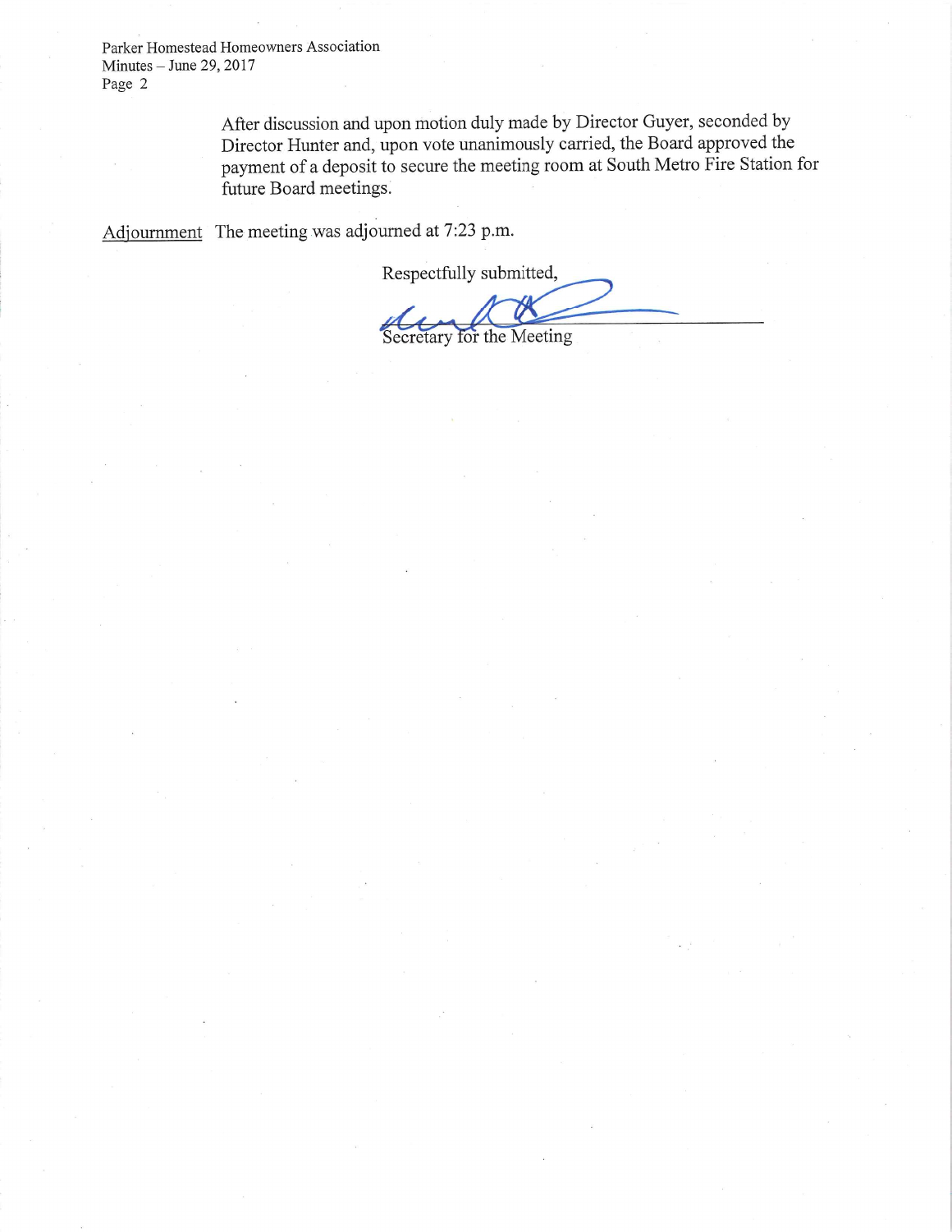After discussion and upon motion duly made by Director Guyer, seconded by Director Hunter and, upon vote unanimously carried, the Board approved the payment of a deposit to secure the meeting room at South Metro Fire Station for future Board meetings.

Adjournment The meeting was adjourned at 7:23 p.m.

Respectfully submitted,

Secretary for the Meeting